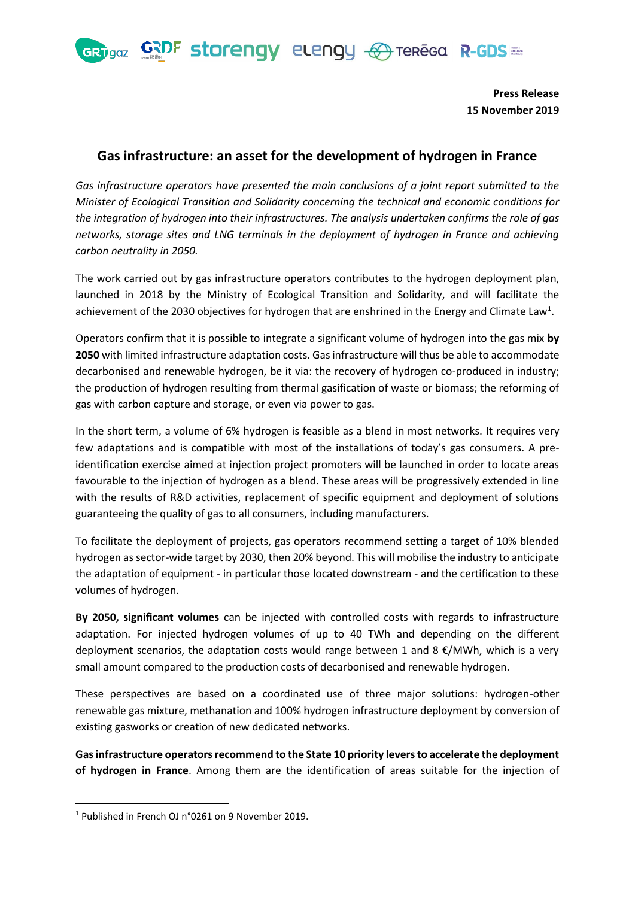**Press Release**
**15 November 2019**

# Gas infrastructure: an asset for the development of hydrogen in France

*Gas infrastructure operators have presented the main conclusions of a joint report submitted to the Minister of Ecological Transition and Solidarity concerning the technical and economic conditions for the integration of hydrogen into their infrastructures. The analysis undertaken confirms the role of gas networks, storage sites and LNG terminals in the deployment of hydrogen in France and achieving carbon neutrality in 2050.*

The work carried out by gas infrastructure operators contributes to the hydrogen deployment plan, launched in 2018 by the Ministry of Ecological Transition and Solidarity, and will facilitate the achievement of the 2030 objectives for hydrogen that are enshrined in the Energy and Climate Law[1].

Operators confirm that it is possible to integrate a significant volume of hydrogen into the gas mix **by 2050** with limited infrastructure adaptation costs. Gas infrastructure will thus be able to accommodate decarbonised and renewable hydrogen, be it via: the recovery of hydrogen co-produced in industry; the production of hydrogen resulting from thermal gasification of waste or biomass; the reforming of gas with carbon capture and storage, or even via power to gas.

In the short term, a volume of 6% hydrogen is feasible as a blend in most networks. It requires very few adaptations and is compatible with most of the installations of today's gas consumers. A pre-identification exercise aimed at injection project promoters will be launched in order to locate areas favourable to the injection of hydrogen as a blend. These areas will be progressively extended in line with the results of R&D activities, replacement of specific equipment and deployment of solutions guaranteeing the quality of gas to all consumers, including manufacturers.

To facilitate the deployment of projects, gas operators recommend setting a target of 10% blended hydrogen as sector-wide target by 2030, then 20% beyond. This will mobilise the industry to anticipate the adaptation of equipment - in particular those located downstream - and the certification to these volumes of hydrogen.

**By 2050, significant volumes** can be injected with controlled costs with regards to infrastructure adaptation. For injected hydrogen volumes of up to 40 TWh and depending on the different deployment scenarios, the adaptation costs would range between 1 and 8 €/MWh, which is a very small amount compared to the production costs of decarbonised and renewable hydrogen.

These perspectives are based on a coordinated use of three major solutions: hydrogen-other renewable gas mixture, methanation and 100% hydrogen infrastructure deployment by conversion of existing gasworks or creation of new dedicated networks.

**Gas infrastructure operators recommend to the State 10 priority levers to accelerate the deployment of hydrogen in France**. Among them are the identification of areas suitable for the injection of

[1] Published in French OJ n°0261 on 9 November 2019.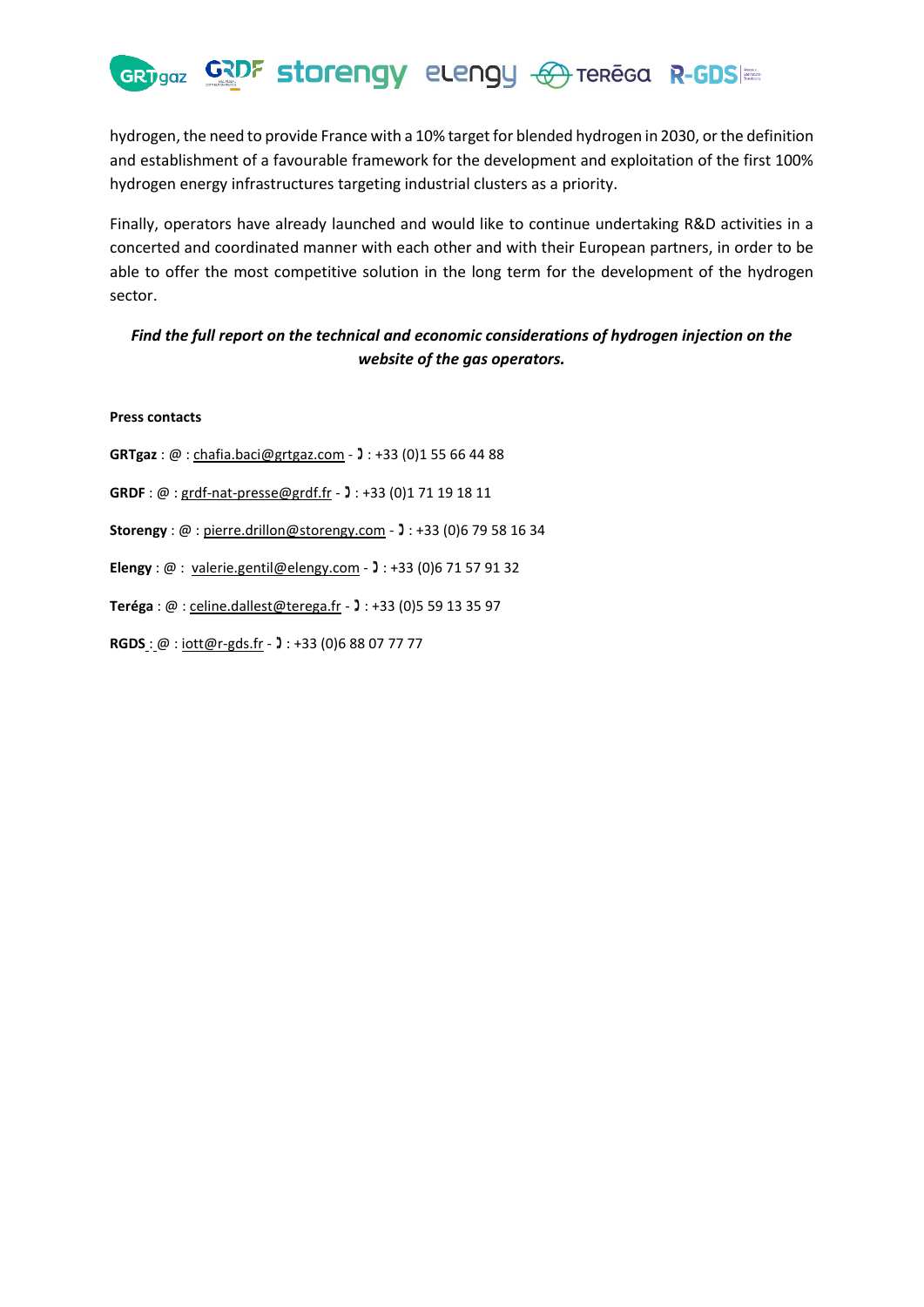hydrogen, the need to provide France with a 10% target for blended hydrogen in 2030, or the definition and establishment of a favourable framework for the development and exploitation of the first 100% hydrogen energy infrastructures targeting industrial clusters as a priority.

Finally, operators have already launched and would like to continue undertaking R&D activities in a concerted and coordinated manner with each other and with their European partners, in order to be able to offer the most competitive solution in the long term for the development of the hydrogen sector.

***Find the full report on the technical and economic considerations of hydrogen injection on the website of the gas operators.***

**Press contacts**

**GRTgaz** : @ : chafia.baci@grtgaz.com - ✆ : +33 (0)1 55 66 44 88

**GRDF** : @ : grdf-nat-presse@grdf.fr - ✆ : +33 (0)1 71 19 18 11

**Storengy** : @ : pierre.drillon@storengy.com - ✆ : +33 (0)6 79 58 16 34

**Elengy** : @ : valerie.gentil@elengy.com - ✆ : +33 (0)6 71 57 91 32

**Teréga** : @ : celine.dallest@terega.fr - ✆ : +33 (0)5 59 13 35 97

**RGDS** : @ : iott@r-gds.fr - ✆ : +33 (0)6 88 07 77 77